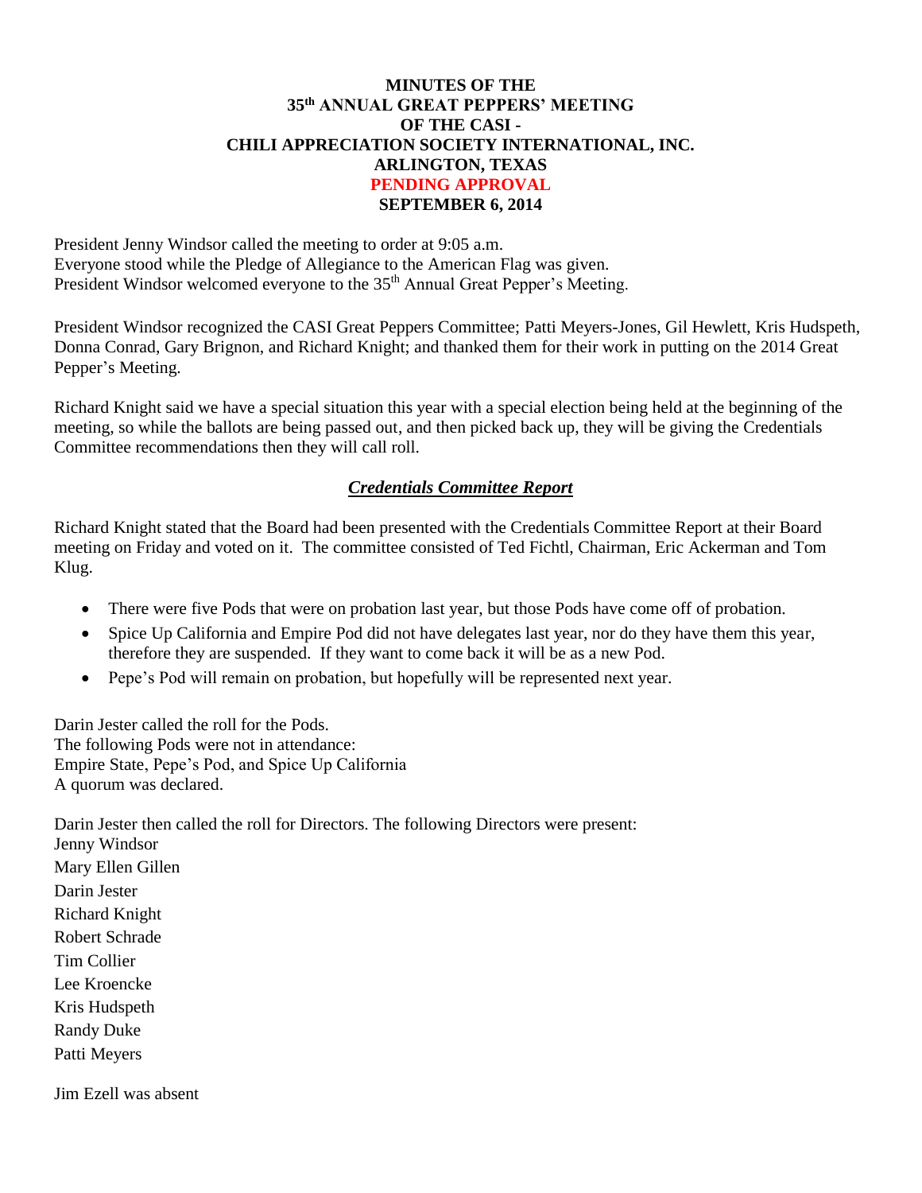# MINUTES OF THE 35th ANNUAL GREAT PEPPERS' MEETING OF THE CASI - CHILI APPRECIATION SOCIETY INTERNATIONAL, INC. ARLINGTON, TEXAS

**PENDING APPROVAL**

**SEPTEMBER 6, 2014**

President Jenny Windsor called the meeting to order at 9:05 a.m.
Everyone stood while the Pledge of Allegiance to the American Flag was given.
President Windsor welcomed everyone to the 35th Annual Great Pepper's Meeting.

President Windsor recognized the CASI Great Peppers Committee; Patti Meyers-Jones, Gil Hewlett, Kris Hudspeth, Donna Conrad, Gary Brignon, and Richard Knight; and thanked them for their work in putting on the 2014 Great Pepper's Meeting.

Richard Knight said we have a special situation this year with a special election being held at the beginning of the meeting, so while the ballots are being passed out, and then picked back up, they will be giving the Credentials Committee recommendations then they will call roll.

## *Credentials Committee Report*

Richard Knight stated that the Board had been presented with the Credentials Committee Report at their Board meeting on Friday and voted on it. The committee consisted of Ted Fichtl, Chairman, Eric Ackerman and Tom Klug.

- There were five Pods that were on probation last year, but those Pods have come off of probation.
- Spice Up California and Empire Pod did not have delegates last year, nor do they have them this year, therefore they are suspended. If they want to come back it will be as a new Pod.
- Pepe's Pod will remain on probation, but hopefully will be represented next year.

Darin Jester called the roll for the Pods.
The following Pods were not in attendance:
Empire State, Pepe's Pod, and Spice Up California
A quorum was declared.

Darin Jester then called the roll for Directors. The following Directors were present:
Jenny Windsor
Mary Ellen Gillen
Darin Jester
Richard Knight
Robert Schrade
Tim Collier
Lee Kroencke
Kris Hudspeth
Randy Duke
Patti Meyers

Jim Ezell was absent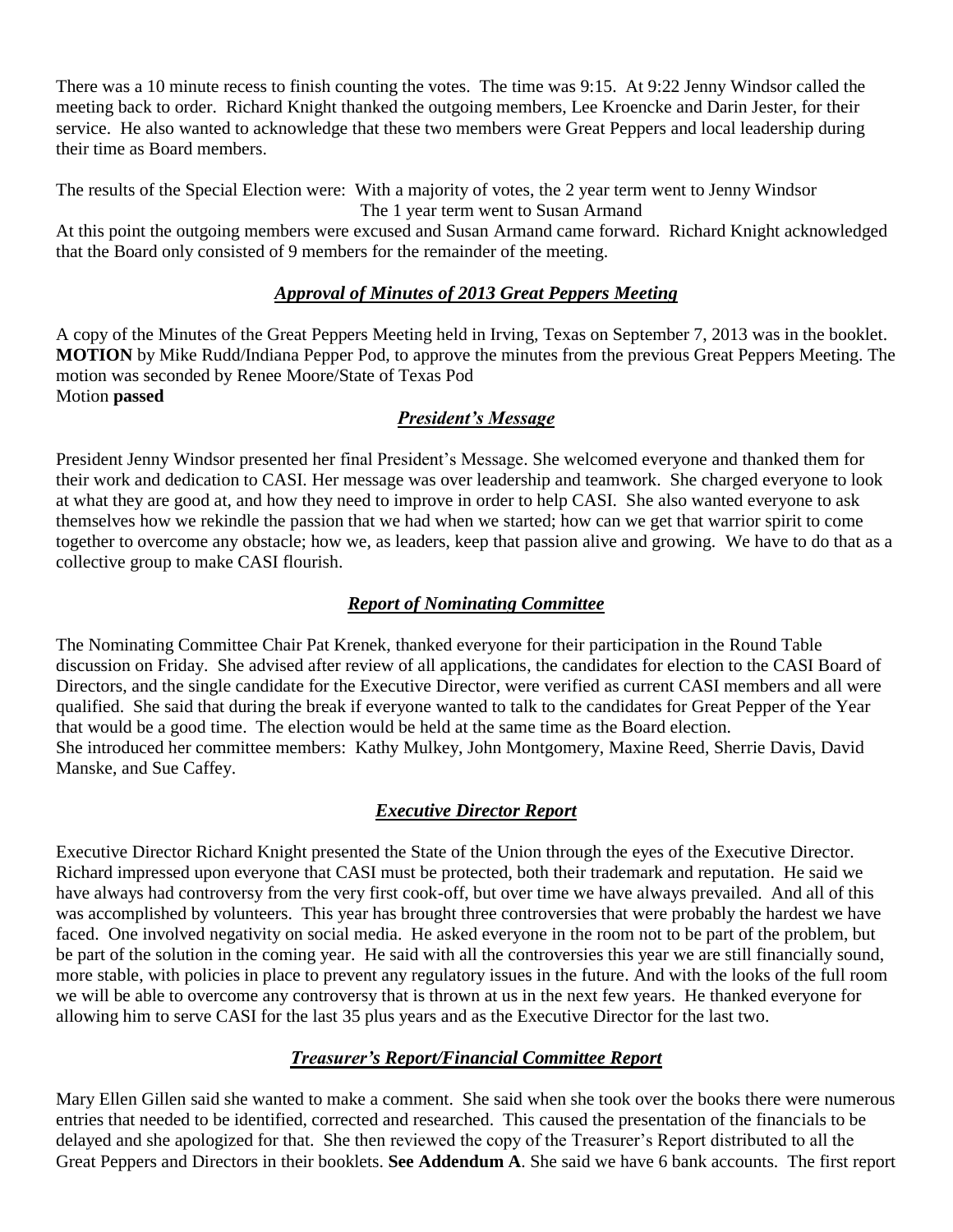There was a 10 minute recess to finish counting the votes. The time was 9:15. At 9:22 Jenny Windsor called the meeting back to order. Richard Knight thanked the outgoing members, Lee Kroencke and Darin Jester, for their service. He also wanted to acknowledge that these two members were Great Peppers and local leadership during their time as Board members.

The results of the Special Election were: With a majority of votes, the 2 year term went to Jenny Windsor
The 1 year term went to Susan Armand

At this point the outgoing members were excused and Susan Armand came forward. Richard Knight acknowledged that the Board only consisted of 9 members for the remainder of the meeting.

## ***Approval of Minutes of 2013 Great Peppers Meeting***

A copy of the Minutes of the Great Peppers Meeting held in Irving, Texas on September 7, 2013 was in the booklet. **MOTION** by Mike Rudd/Indiana Pepper Pod, to approve the minutes from the previous Great Peppers Meeting. The motion was seconded by Renee Moore/State of Texas Pod
Motion **passed**

## ***President's Message***

President Jenny Windsor presented her final President's Message. She welcomed everyone and thanked them for their work and dedication to CASI. Her message was over leadership and teamwork. She charged everyone to look at what they are good at, and how they need to improve in order to help CASI. She also wanted everyone to ask themselves how we rekindle the passion that we had when we started; how can we get that warrior spirit to come together to overcome any obstacle; how we, as leaders, keep that passion alive and growing. We have to do that as a collective group to make CASI flourish.

## ***Report of Nominating Committee***

The Nominating Committee Chair Pat Krenek, thanked everyone for their participation in the Round Table discussion on Friday. She advised after review of all applications, the candidates for election to the CASI Board of Directors, and the single candidate for the Executive Director, were verified as current CASI members and all were qualified. She said that during the break if everyone wanted to talk to the candidates for Great Pepper of the Year that would be a good time. The election would be held at the same time as the Board election.
She introduced her committee members: Kathy Mulkey, John Montgomery, Maxine Reed, Sherrie Davis, David Manske, and Sue Caffey.

## ***Executive Director Report***

Executive Director Richard Knight presented the State of the Union through the eyes of the Executive Director. Richard impressed upon everyone that CASI must be protected, both their trademark and reputation. He said we have always had controversy from the very first cook-off, but over time we have always prevailed. And all of this was accomplished by volunteers. This year has brought three controversies that were probably the hardest we have faced. One involved negativity on social media. He asked everyone in the room not to be part of the problem, but be part of the solution in the coming year. He said with all the controversies this year we are still financially sound, more stable, with policies in place to prevent any regulatory issues in the future. And with the looks of the full room we will be able to overcome any controversy that is thrown at us in the next few years. He thanked everyone for allowing him to serve CASI for the last 35 plus years and as the Executive Director for the last two.

## ***Treasurer's Report/Financial Committee Report***

Mary Ellen Gillen said she wanted to make a comment. She said when she took over the books there were numerous entries that needed to be identified, corrected and researched. This caused the presentation of the financials to be delayed and she apologized for that. She then reviewed the copy of the Treasurer's Report distributed to all the Great Peppers and Directors in their booklets. **See Addendum A**. She said we have 6 bank accounts. The first report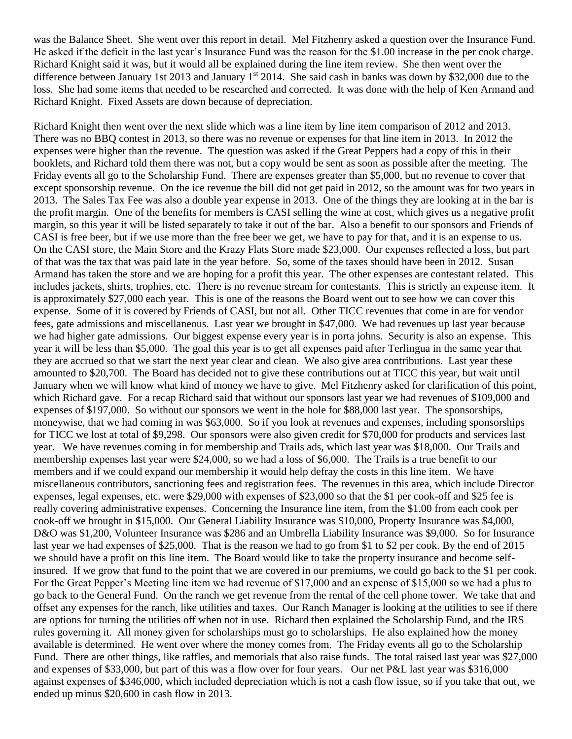was the Balance Sheet. She went over this report in detail. Mel Fitzhenry asked a question over the Insurance Fund. He asked if the deficit in the last year's Insurance Fund was the reason for the $1.00 increase in the per cook charge. Richard Knight said it was, but it would all be explained during the line item review. She then went over the difference between January 1st 2013 and January 1st 2014. She said cash in banks was down by $32,000 due to the loss. She had some items that needed to be researched and corrected. It was done with the help of Ken Armand and Richard Knight. Fixed Assets are down because of depreciation.

Richard Knight then went over the next slide which was a line item by line item comparison of 2012 and 2013. There was no BBQ contest in 2013, so there was no revenue or expenses for that line item in 2013. In 2012 the expenses were higher than the revenue. The question was asked if the Great Peppers had a copy of this in their booklets, and Richard told them there was not, but a copy would be sent as soon as possible after the meeting. The Friday events all go to the Scholarship Fund. There are expenses greater than $5,000, but no revenue to cover that except sponsorship revenue. On the ice revenue the bill did not get paid in 2012, so the amount was for two years in 2013. The Sales Tax Fee was also a double year expense in 2013. One of the things they are looking at in the bar is the profit margin. One of the benefits for members is CASI selling the wine at cost, which gives us a negative profit margin, so this year it will be listed separately to take it out of the bar. Also a benefit to our sponsors and Friends of CASI is free beer, but if we use more than the free beer we get, we have to pay for that, and it is an expense to us. On the CASI store, the Main Store and the Krazy Flats Store made $23,000. Our expenses reflected a loss, but part of that was the tax that was paid late in the year before. So, some of the taxes should have been in 2012. Susan Armand has taken the store and we are hoping for a profit this year. The other expenses are contestant related. This includes jackets, shirts, trophies, etc. There is no revenue stream for contestants. This is strictly an expense item. It is approximately $27,000 each year. This is one of the reasons the Board went out to see how we can cover this expense. Some of it is covered by Friends of CASI, but not all. Other TICC revenues that come in are for vendor fees, gate admissions and miscellaneous. Last year we brought in $47,000. We had revenues up last year because we had higher gate admissions. Our biggest expense every year is in porta johns. Security is also an expense. This year it will be less than $5,000. The goal this year is to get all expenses paid after Terlingua in the same year that they are accrued so that we start the next year clear and clean. We also give area contributions. Last year these amounted to $20,700. The Board has decided not to give these contributions out at TICC this year, but wait until January when we will know what kind of money we have to give. Mel Fitzhenry asked for clarification of this point, which Richard gave. For a recap Richard said that without our sponsors last year we had revenues of $109,000 and expenses of $197,000. So without our sponsors we went in the hole for $88,000 last year. The sponsorships, moneywise, that we had coming in was $63,000. So if you look at revenues and expenses, including sponsorships for TICC we lost at total of $9,298. Our sponsors were also given credit for $70,000 for products and services last year. We have revenues coming in for membership and Trails ads, which last year was $18,000. Our Trails and membership expenses last year were $24,000, so we had a loss of $6,000. The Trails is a true benefit to our members and if we could expand our membership it would help defray the costs in this line item. We have miscellaneous contributors, sanctioning fees and registration fees. The revenues in this area, which include Director expenses, legal expenses, etc. were $29,000 with expenses of $23,000 so that the $1 per cook-off and $25 fee is really covering administrative expenses. Concerning the Insurance line item, from the $1.00 from each cook per cook-off we brought in $15,000. Our General Liability Insurance was $10,000, Property Insurance was $4,000, D&O was $1,200, Volunteer Insurance was $286 and an Umbrella Liability Insurance was $9,000. So for Insurance last year we had expenses of $25,000. That is the reason we had to go from $1 to $2 per cook. By the end of 2015 we should have a profit on this line item. The Board would like to take the property insurance and become self-insured. If we grow that fund to the point that we are covered in our premiums, we could go back to the $1 per cook. For the Great Pepper's Meeting line item we had revenue of $17,000 and an expense of $15,000 so we had a plus to go back to the General Fund. On the ranch we get revenue from the rental of the cell phone tower. We take that and offset any expenses for the ranch, like utilities and taxes. Our Ranch Manager is looking at the utilities to see if there are options for turning the utilities off when not in use. Richard then explained the Scholarship Fund, and the IRS rules governing it. All money given for scholarships must go to scholarships. He also explained how the money available is determined. He went over where the money comes from. The Friday events all go to the Scholarship Fund. There are other things, like raffles, and memorials that also raise funds. The total raised last year was $27,000 and expenses of $33,000, but part of this was a flow over for four years. Our net P&L last year was $316,000 against expenses of $346,000, which included depreciation which is not a cash flow issue, so if you take that out, we ended up minus $20,600 in cash flow in 2013.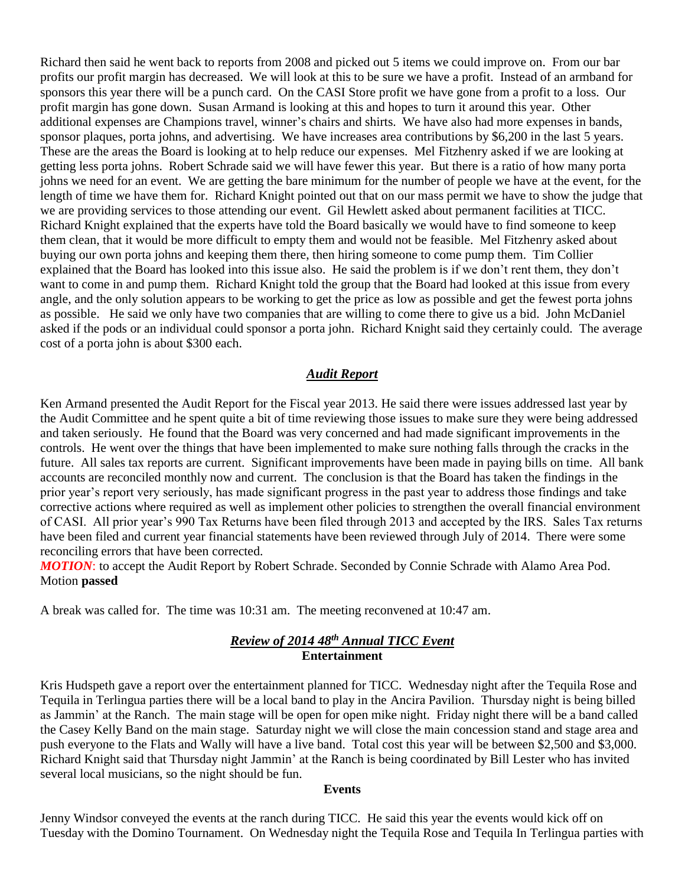Richard then said he went back to reports from 2008 and picked out 5 items we could improve on. From our bar profits our profit margin has decreased. We will look at this to be sure we have a profit. Instead of an armband for sponsors this year there will be a punch card. On the CASI Store profit we have gone from a profit to a loss. Our profit margin has gone down. Susan Armand is looking at this and hopes to turn it around this year. Other additional expenses are Champions travel, winner's chairs and shirts. We have also had more expenses in bands, sponsor plaques, porta johns, and advertising. We have increases area contributions by $6,200 in the last 5 years. These are the areas the Board is looking at to help reduce our expenses. Mel Fitzhenry asked if we are looking at getting less porta johns. Robert Schrade said we will have fewer this year. But there is a ratio of how many porta johns we need for an event. We are getting the bare minimum for the number of people we have at the event, for the length of time we have them for. Richard Knight pointed out that on our mass permit we have to show the judge that we are providing services to those attending our event. Gil Hewlett asked about permanent facilities at TICC. Richard Knight explained that the experts have told the Board basically we would have to find someone to keep them clean, that it would be more difficult to empty them and would not be feasible. Mel Fitzhenry asked about buying our own porta johns and keeping them there, then hiring someone to come pump them. Tim Collier explained that the Board has looked into this issue also. He said the problem is if we don't rent them, they don't want to come in and pump them. Richard Knight told the group that the Board had looked at this issue from every angle, and the only solution appears to be working to get the price as low as possible and get the fewest porta johns as possible. He said we only have two companies that are willing to come there to give us a bid. John McDaniel asked if the pods or an individual could sponsor a porta john. Richard Knight said they certainly could. The average cost of a porta john is about $300 each.

## ***Audit Report***

Ken Armand presented the Audit Report for the Fiscal year 2013. He said there were issues addressed last year by the Audit Committee and he spent quite a bit of time reviewing those issues to make sure they were being addressed and taken seriously. He found that the Board was very concerned and had made significant improvements in the controls. He went over the things that have been implemented to make sure nothing falls through the cracks in the future. All sales tax reports are current. Significant improvements have been made in paying bills on time. All bank accounts are reconciled monthly now and current. The conclusion is that the Board has taken the findings in the prior year's report very seriously, has made significant progress in the past year to address those findings and take corrective actions where required as well as implement other policies to strengthen the overall financial environment of CASI. All prior year's 990 Tax Returns have been filed through 2013 and accepted by the IRS. Sales Tax returns have been filed and current year financial statements have been reviewed through July of 2014. There were some reconciling errors that have been corrected.

***MOTION***: to accept the Audit Report by Robert Schrade. Seconded by Connie Schrade with Alamo Area Pod. Motion **passed**

A break was called for. The time was 10:31 am. The meeting reconvened at 10:47 am.

## ***Review of 2014 48th Annual TICC Event***

### **Entertainment**

Kris Hudspeth gave a report over the entertainment planned for TICC. Wednesday night after the Tequila Rose and Tequila in Terlingua parties there will be a local band to play in the Ancira Pavilion. Thursday night is being billed as Jammin' at the Ranch. The main stage will be open for open mike night. Friday night there will be a band called the Casey Kelly Band on the main stage. Saturday night we will close the main concession stand and stage area and push everyone to the Flats and Wally will have a live band. Total cost this year will be between $2,500 and $3,000. Richard Knight said that Thursday night Jammin' at the Ranch is being coordinated by Bill Lester who has invited several local musicians, so the night should be fun.

### **Events**

Jenny Windsor conveyed the events at the ranch during TICC. He said this year the events would kick off on Tuesday with the Domino Tournament. On Wednesday night the Tequila Rose and Tequila In Terlingua parties with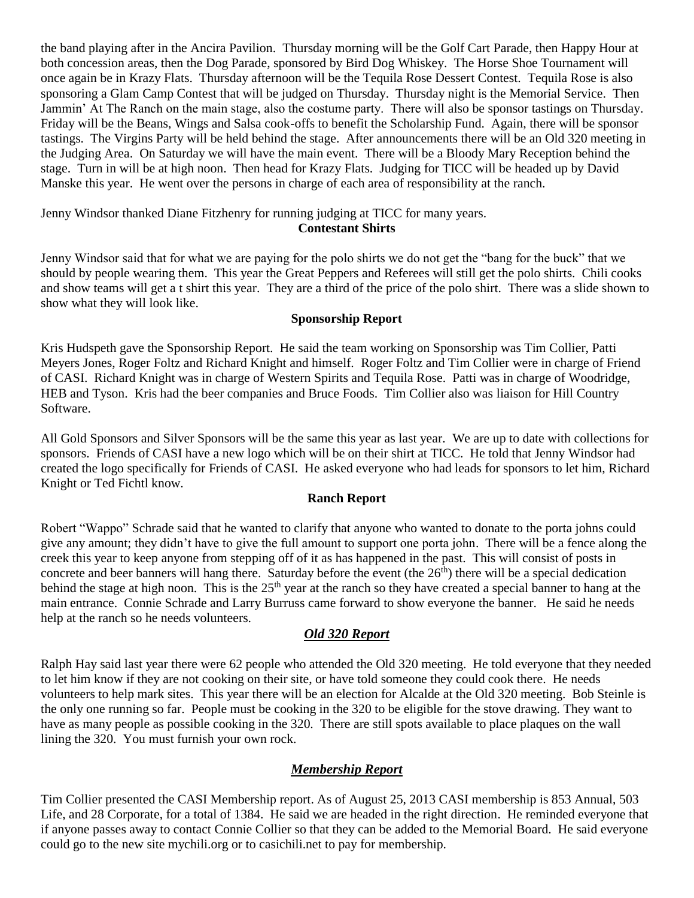the band playing after in the Ancira Pavilion. Thursday morning will be the Golf Cart Parade, then Happy Hour at both concession areas, then the Dog Parade, sponsored by Bird Dog Whiskey. The Horse Shoe Tournament will once again be in Krazy Flats. Thursday afternoon will be the Tequila Rose Dessert Contest. Tequila Rose is also sponsoring a Glam Camp Contest that will be judged on Thursday. Thursday night is the Memorial Service. Then Jammin' At The Ranch on the main stage, also the costume party. There will also be sponsor tastings on Thursday. Friday will be the Beans, Wings and Salsa cook-offs to benefit the Scholarship Fund. Again, there will be sponsor tastings. The Virgins Party will be held behind the stage. After announcements there will be an Old 320 meeting in the Judging Area. On Saturday we will have the main event. There will be a Bloody Mary Reception behind the stage. Turn in will be at high noon. Then head for Krazy Flats. Judging for TICC will be headed up by David Manske this year. He went over the persons in charge of each area of responsibility at the ranch.

Jenny Windsor thanked Diane Fitzhenry for running judging at TICC for many years.

**Contestant Shirts**

Jenny Windsor said that for what we are paying for the polo shirts we do not get the "bang for the buck" that we should by people wearing them. This year the Great Peppers and Referees will still get the polo shirts. Chili cooks and show teams will get a t shirt this year. They are a third of the price of the polo shirt. There was a slide shown to show what they will look like.

**Sponsorship Report**

Kris Hudspeth gave the Sponsorship Report. He said the team working on Sponsorship was Tim Collier, Patti Meyers Jones, Roger Foltz and Richard Knight and himself. Roger Foltz and Tim Collier were in charge of Friend of CASI. Richard Knight was in charge of Western Spirits and Tequila Rose. Patti was in charge of Woodridge, HEB and Tyson. Kris had the beer companies and Bruce Foods. Tim Collier also was liaison for Hill Country Software.

All Gold Sponsors and Silver Sponsors will be the same this year as last year. We are up to date with collections for sponsors. Friends of CASI have a new logo which will be on their shirt at TICC. He told that Jenny Windsor had created the logo specifically for Friends of CASI. He asked everyone who had leads for sponsors to let him, Richard Knight or Ted Fichtl know.

**Ranch Report**

Robert "Wappo" Schrade said that he wanted to clarify that anyone who wanted to donate to the porta johns could give any amount; they didn't have to give the full amount to support one porta john. There will be a fence along the creek this year to keep anyone from stepping off of it as has happened in the past. This will consist of posts in concrete and beer banners will hang there. Saturday before the event (the 26th) there will be a special dedication behind the stage at high noon. This is the 25th year at the ranch so they have created a special banner to hang at the main entrance. Connie Schrade and Larry Burruss came forward to show everyone the banner. He said he needs help at the ranch so he needs volunteers.

***Old 320 Report***

Ralph Hay said last year there were 62 people who attended the Old 320 meeting. He told everyone that they needed to let him know if they are not cooking on their site, or have told someone they could cook there. He needs volunteers to help mark sites. This year there will be an election for Alcalde at the Old 320 meeting. Bob Steinle is the only one running so far. People must be cooking in the 320 to be eligible for the stove drawing. They want to have as many people as possible cooking in the 320. There are still spots available to place plaques on the wall lining the 320. You must furnish your own rock.

***Membership Report***

Tim Collier presented the CASI Membership report. As of August 25, 2013 CASI membership is 853 Annual, 503 Life, and 28 Corporate, for a total of 1384. He said we are headed in the right direction. He reminded everyone that if anyone passes away to contact Connie Collier so that they can be added to the Memorial Board. He said everyone could go to the new site mychili.org or to casichili.net to pay for membership.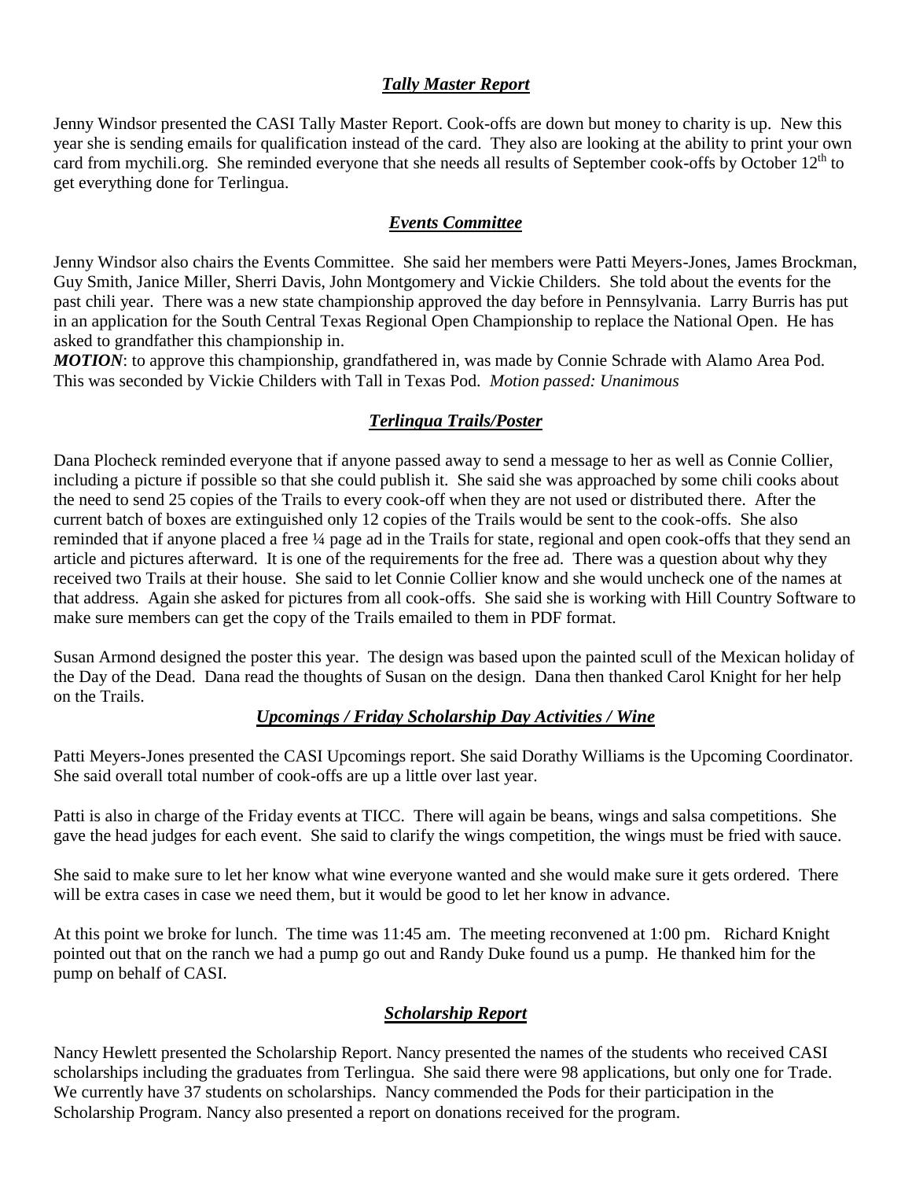### ***Tally Master Report***

Jenny Windsor presented the CASI Tally Master Report. Cook-offs are down but money to charity is up. New this year she is sending emails for qualification instead of the card. They also are looking at the ability to print your own card from mychili.org. She reminded everyone that she needs all results of September cook-offs by October 12th to get everything done for Terlingua.

### ***Events Committee***

Jenny Windsor also chairs the Events Committee. She said her members were Patti Meyers-Jones, James Brockman, Guy Smith, Janice Miller, Sherri Davis, John Montgomery and Vickie Childers. She told about the events for the past chili year. There was a new state championship approved the day before in Pennsylvania. Larry Burris has put in an application for the South Central Texas Regional Open Championship to replace the National Open. He has asked to grandfather this championship in.

***MOTION***: to approve this championship, grandfathered in, was made by Connie Schrade with Alamo Area Pod. This was seconded by Vickie Childers with Tall in Texas Pod. *Motion passed: Unanimous*

### ***Terlingua Trails/Poster***

Dana Plocheck reminded everyone that if anyone passed away to send a message to her as well as Connie Collier, including a picture if possible so that she could publish it. She said she was approached by some chili cooks about the need to send 25 copies of the Trails to every cook-off when they are not used or distributed there. After the current batch of boxes are extinguished only 12 copies of the Trails would be sent to the cook-offs. She also reminded that if anyone placed a free ¼ page ad in the Trails for state, regional and open cook-offs that they send an article and pictures afterward. It is one of the requirements for the free ad. There was a question about why they received two Trails at their house. She said to let Connie Collier know and she would uncheck one of the names at that address. Again she asked for pictures from all cook-offs. She said she is working with Hill Country Software to make sure members can get the copy of the Trails emailed to them in PDF format.

Susan Armond designed the poster this year. The design was based upon the painted scull of the Mexican holiday of the Day of the Dead. Dana read the thoughts of Susan on the design. Dana then thanked Carol Knight for her help on the Trails.

### ***Upcomings / Friday Scholarship Day Activities / Wine***

Patti Meyers-Jones presented the CASI Upcomings report. She said Dorathy Williams is the Upcoming Coordinator. She said overall total number of cook-offs are up a little over last year.

Patti is also in charge of the Friday events at TICC. There will again be beans, wings and salsa competitions. She gave the head judges for each event. She said to clarify the wings competition, the wings must be fried with sauce.

She said to make sure to let her know what wine everyone wanted and she would make sure it gets ordered. There will be extra cases in case we need them, but it would be good to let her know in advance.

At this point we broke for lunch. The time was 11:45 am. The meeting reconvened at 1:00 pm. Richard Knight pointed out that on the ranch we had a pump go out and Randy Duke found us a pump. He thanked him for the pump on behalf of CASI.

### ***Scholarship Report***

Nancy Hewlett presented the Scholarship Report. Nancy presented the names of the students who received CASI scholarships including the graduates from Terlingua. She said there were 98 applications, but only one for Trade. We currently have 37 students on scholarships. Nancy commended the Pods for their participation in the Scholarship Program. Nancy also presented a report on donations received for the program.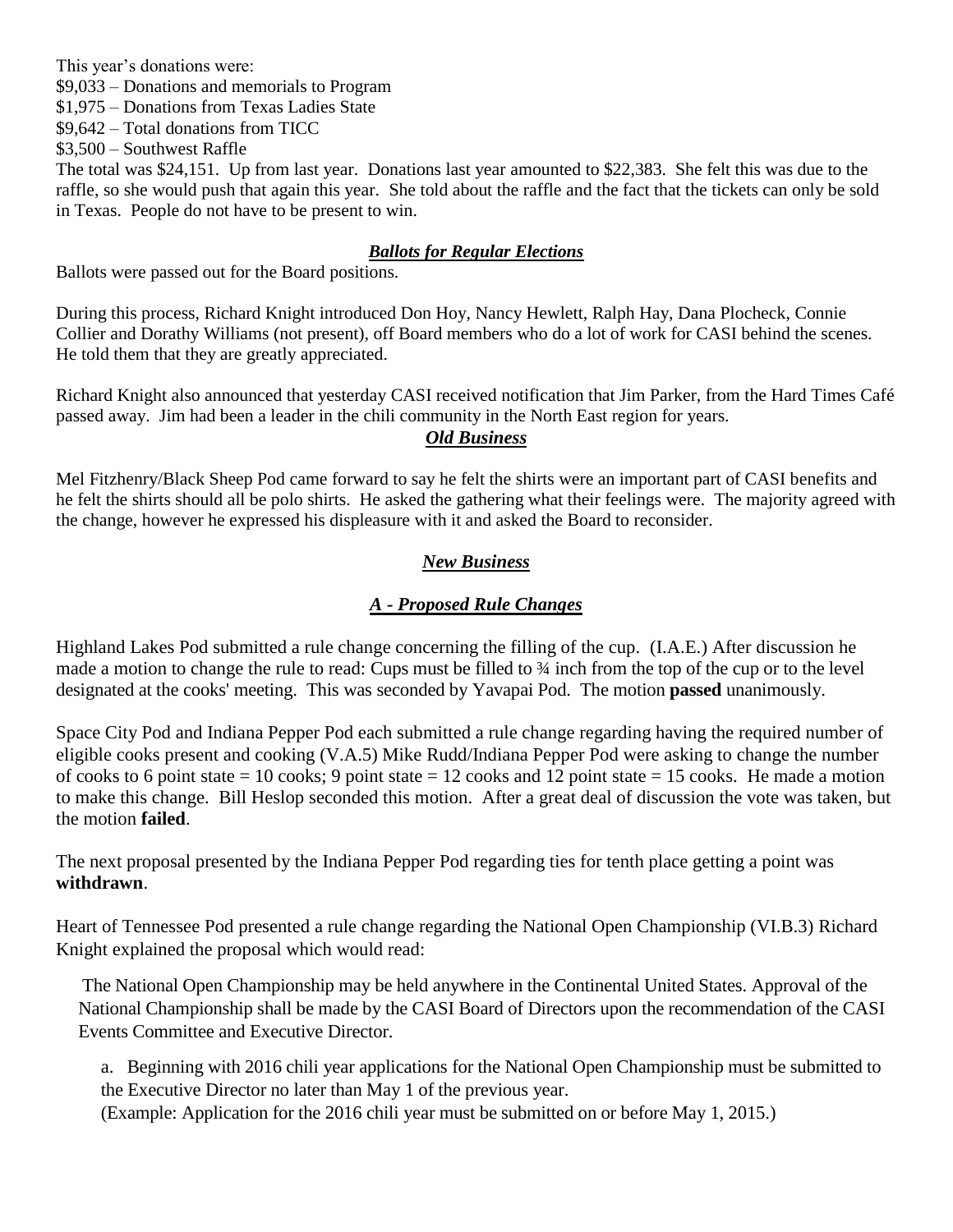This year's donations were:
$9,033 – Donations and memorials to Program
$1,975 – Donations from Texas Ladies State
$9,642 – Total donations from TICC
$3,500 – Southwest Raffle

The total was $24,151. Up from last year. Donations last year amounted to $22,383. She felt this was due to the raffle, so she would push that again this year. She told about the raffle and the fact that the tickets can only be sold in Texas. People do not have to be present to win.

### ***Ballots for Regular Elections***

Ballots were passed out for the Board positions.

During this process, Richard Knight introduced Don Hoy, Nancy Hewlett, Ralph Hay, Dana Plocheck, Connie Collier and Dorathy Williams (not present), off Board members who do a lot of work for CASI behind the scenes. He told them that they are greatly appreciated.

Richard Knight also announced that yesterday CASI received notification that Jim Parker, from the Hard Times Café passed away. Jim had been a leader in the chili community in the North East region for years.

### ***Old Business***

Mel Fitzhenry/Black Sheep Pod came forward to say he felt the shirts were an important part of CASI benefits and he felt the shirts should all be polo shirts. He asked the gathering what their feelings were. The majority agreed with the change, however he expressed his displeasure with it and asked the Board to reconsider.

### ***New Business***

### ***A - Proposed Rule Changes***

Highland Lakes Pod submitted a rule change concerning the filling of the cup. (I.A.E.) After discussion he made a motion to change the rule to read: Cups must be filled to ¾ inch from the top of the cup or to the level designated at the cooks' meeting. This was seconded by Yavapai Pod. The motion **passed** unanimously.

Space City Pod and Indiana Pepper Pod each submitted a rule change regarding having the required number of eligible cooks present and cooking (V.A.5) Mike Rudd/Indiana Pepper Pod were asking to change the number of cooks to 6 point state = 10 cooks; 9 point state = 12 cooks and 12 point state = 15 cooks. He made a motion to make this change. Bill Heslop seconded this motion. After a great deal of discussion the vote was taken, but the motion **failed**.

The next proposal presented by the Indiana Pepper Pod regarding ties for tenth place getting a point was **withdrawn**.

Heart of Tennessee Pod presented a rule change regarding the National Open Championship (VI.B.3) Richard Knight explained the proposal which would read:

> The National Open Championship may be held anywhere in the Continental United States. Approval of the National Championship shall be made by the CASI Board of Directors upon the recommendation of the CASI Events Committee and Executive Director.
>
> a. Beginning with 2016 chili year applications for the National Open Championship must be submitted to the Executive Director no later than May 1 of the previous year.
> (Example: Application for the 2016 chili year must be submitted on or before May 1, 2015.)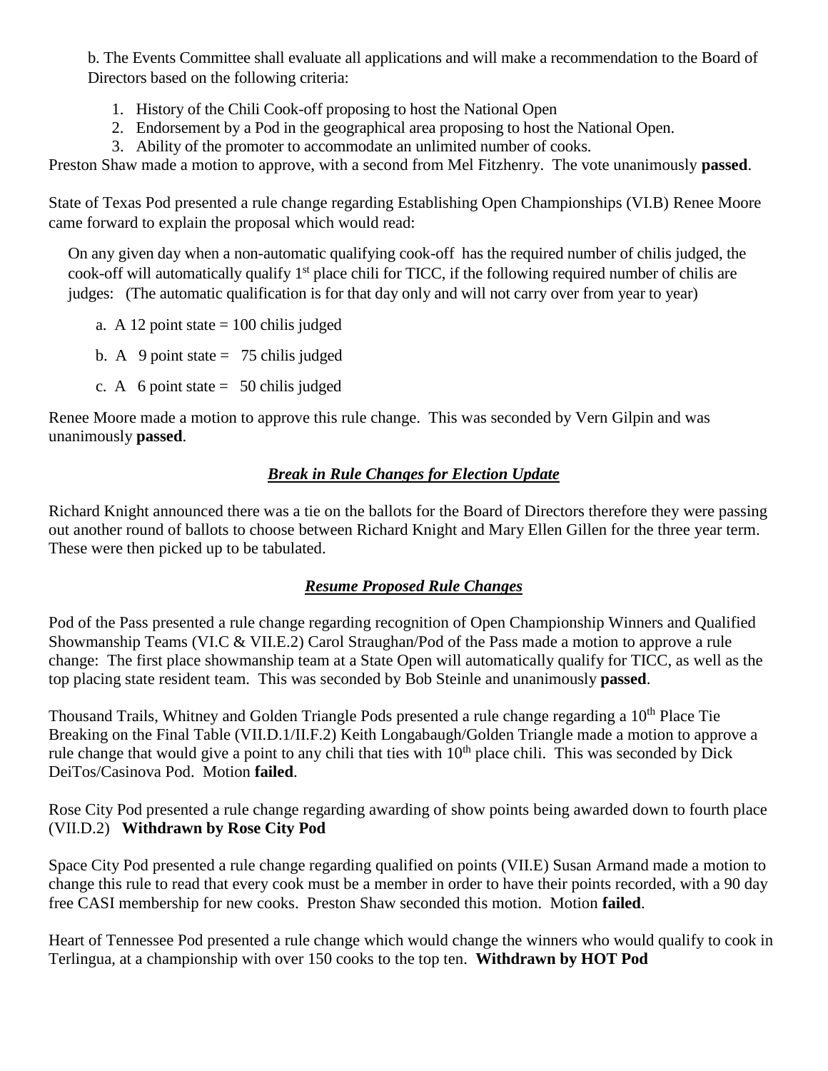b. The Events Committee shall evaluate all applications and will make a recommendation to the Board of Directors based on the following criteria:

1. History of the Chili Cook-off proposing to host the National Open
2. Endorsement by a Pod in the geographical area proposing to host the National Open.
3. Ability of the promoter to accommodate an unlimited number of cooks.

Preston Shaw made a motion to approve, with a second from Mel Fitzhenry. The vote unanimously **passed**.

State of Texas Pod presented a rule change regarding Establishing Open Championships (VI.B) Renee Moore came forward to explain the proposal which would read:

On any given day when a non-automatic qualifying cook-off has the required number of chilis judged, the cook-off will automatically qualify 1st place chili for TICC, if the following required number of chilis are judges: (The automatic qualification is for that day only and will not carry over from year to year)

a. A 12 point state = 100 chilis judged

b. A 9 point state = 75 chilis judged

c. A 6 point state = 50 chilis judged

Renee Moore made a motion to approve this rule change. This was seconded by Vern Gilpin and was unanimously **passed**.

***Break in Rule Changes for Election Update***

Richard Knight announced there was a tie on the ballots for the Board of Directors therefore they were passing out another round of ballots to choose between Richard Knight and Mary Ellen Gillen for the three year term. These were then picked up to be tabulated.

***Resume Proposed Rule Changes***

Pod of the Pass presented a rule change regarding recognition of Open Championship Winners and Qualified Showmanship Teams (VI.C & VII.E.2) Carol Straughan/Pod of the Pass made a motion to approve a rule change: The first place showmanship team at a State Open will automatically qualify for TICC, as well as the top placing state resident team. This was seconded by Bob Steinle and unanimously **passed**.

Thousand Trails, Whitney and Golden Triangle Pods presented a rule change regarding a 10th Place Tie Breaking on the Final Table (VII.D.1/II.F.2) Keith Longabaugh/Golden Triangle made a motion to approve a rule change that would give a point to any chili that ties with 10th place chili. This was seconded by Dick DeiTos/Casinova Pod. Motion **failed**.

Rose City Pod presented a rule change regarding awarding of show points being awarded down to fourth place (VII.D.2) **Withdrawn by Rose City Pod**

Space City Pod presented a rule change regarding qualified on points (VII.E) Susan Armand made a motion to change this rule to read that every cook must be a member in order to have their points recorded, with a 90 day free CASI membership for new cooks. Preston Shaw seconded this motion. Motion **failed**.

Heart of Tennessee Pod presented a rule change which would change the winners who would qualify to cook in Terlingua, at a championship with over 150 cooks to the top ten. **Withdrawn by HOT Pod**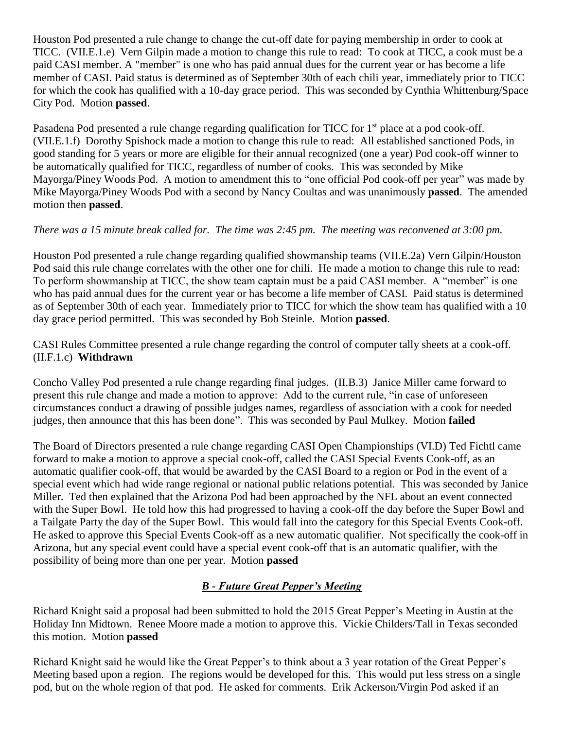Houston Pod presented a rule change to change the cut-off date for paying membership in order to cook at TICC. (VII.E.1.e) Vern Gilpin made a motion to change this rule to read: To cook at TICC, a cook must be a paid CASI member. A "member" is one who has paid annual dues for the current year or has become a life member of CASI. Paid status is determined as of September 30th of each chili year, immediately prior to TICC for which the cook has qualified with a 10-day grace period. This was seconded by Cynthia Whittenburg/Space City Pod. Motion **passed**.

Pasadena Pod presented a rule change regarding qualification for TICC for 1st place at a pod cook-off. (VII.E.1.f) Dorothy Spishock made a motion to change this rule to read: All established sanctioned Pods, in good standing for 5 years or more are eligible for their annual recognized (one a year) Pod cook-off winner to be automatically qualified for TICC, regardless of number of cooks. This was seconded by Mike Mayorga/Piney Woods Pod. A motion to amendment this to "one official Pod cook-off per year" was made by Mike Mayorga/Piney Woods Pod with a second by Nancy Coultas and was unanimously **passed**. The amended motion then **passed**.

*There was a 15 minute break called for. The time was 2:45 pm. The meeting was reconvened at 3:00 pm.*

Houston Pod presented a rule change regarding qualified showmanship teams (VII.E.2a) Vern Gilpin/Houston Pod said this rule change correlates with the other one for chili. He made a motion to change this rule to read: To perform showmanship at TICC, the show team captain must be a paid CASI member. A "member" is one who has paid annual dues for the current year or has become a life member of CASI. Paid status is determined as of September 30th of each year. Immediately prior to TICC for which the show team has qualified with a 10 day grace period permitted. This was seconded by Bob Steinle. Motion **passed**.

CASI Rules Committee presented a rule change regarding the control of computer tally sheets at a cook-off. (II.F.1.c) **Withdrawn**

Concho Valley Pod presented a rule change regarding final judges. (II.B.3) Janice Miller came forward to present this rule change and made a motion to approve: Add to the current rule, "in case of unforeseen circumstances conduct a drawing of possible judges names, regardless of association with a cook for needed judges, then announce that this has been done". This was seconded by Paul Mulkey. Motion **failed**

The Board of Directors presented a rule change regarding CASI Open Championships (VI.D) Ted Fichtl came forward to make a motion to approve a special cook-off, called the CASI Special Events Cook-off, as an automatic qualifier cook-off, that would be awarded by the CASI Board to a region or Pod in the event of a special event which had wide range regional or national public relations potential. This was seconded by Janice Miller. Ted then explained that the Arizona Pod had been approached by the NFL about an event connected with the Super Bowl. He told how this had progressed to having a cook-off the day before the Super Bowl and a Tailgate Party the day of the Super Bowl. This would fall into the category for this Special Events Cook-off. He asked to approve this Special Events Cook-off as a new automatic qualifier. Not specifically the cook-off in Arizona, but any special event could have a special event cook-off that is an automatic qualifier, with the possibility of being more than one per year. Motion **passed**

## ***B - Future Great Pepper's Meeting***

Richard Knight said a proposal had been submitted to hold the 2015 Great Pepper's Meeting in Austin at the Holiday Inn Midtown. Renee Moore made a motion to approve this. Vickie Childers/Tall in Texas seconded this motion. Motion **passed**

Richard Knight said he would like the Great Pepper's to think about a 3 year rotation of the Great Pepper's Meeting based upon a region. The regions would be developed for this. This would put less stress on a single pod, but on the whole region of that pod. He asked for comments. Erik Ackerson/Virgin Pod asked if an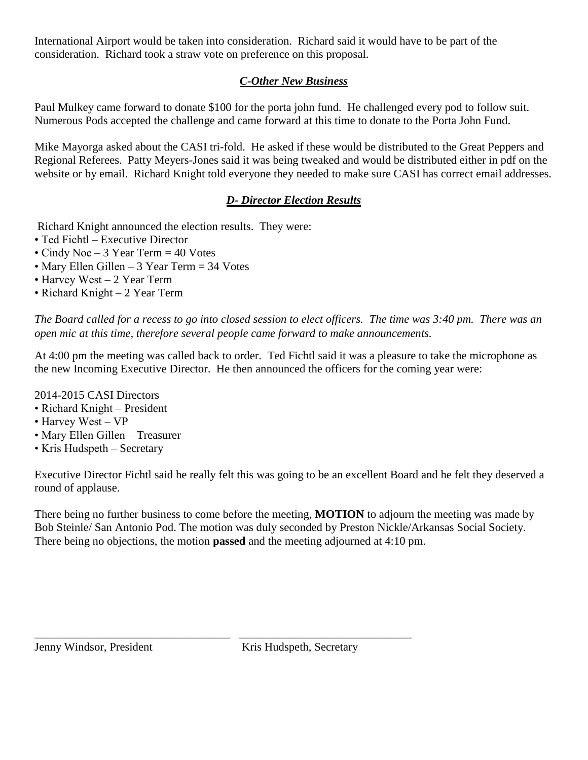International Airport would be taken into consideration. Richard said it would have to be part of the consideration. Richard took a straw vote on preference on this proposal.

### *C-Other New Business*

Paul Mulkey came forward to donate $100 for the porta john fund. He challenged every pod to follow suit. Numerous Pods accepted the challenge and came forward at this time to donate to the Porta John Fund.

Mike Mayorga asked about the CASI tri-fold. He asked if these would be distributed to the Great Peppers and Regional Referees. Patty Meyers-Jones said it was being tweaked and would be distributed either in pdf on the website or by email. Richard Knight told everyone they needed to make sure CASI has correct email addresses.

### *D- Director Election Results*

Richard Knight announced the election results. They were:

- Ted Fichtl – Executive Director
- Cindy Noe – 3 Year Term = 40 Votes
- Mary Ellen Gillen – 3 Year Term = 34 Votes
- Harvey West – 2 Year Term
- Richard Knight – 2 Year Term

*The Board called for a recess to go into closed session to elect officers. The time was 3:40 pm. There was an open mic at this time, therefore several people came forward to make announcements.*

At 4:00 pm the meeting was called back to order. Ted Fichtl said it was a pleasure to take the microphone as the new Incoming Executive Director. He then announced the officers for the coming year were:

2014-2015 CASI Directors

- Richard Knight – President
- Harvey West – VP
- Mary Ellen Gillen – Treasurer
- Kris Hudspeth – Secretary

Executive Director Fichtl said he really felt this was going to be an excellent Board and he felt they deserved a round of applause.

There being no further business to come before the meeting, **MOTION** to adjourn the meeting was made by Bob Steinle/ San Antonio Pod. The motion was duly seconded by Preston Nickle/Arkansas Social Society. There being no objections, the motion **passed** and the meeting adjourned at 4:10 pm.

\_\_\_\_\_\_\_\_\_\_\_\_\_\_\_\_\_\_\_\_\_\_\_\_\_\_\_\_\_\_\_\_\_\_ \_\_\_\_\_\_\_\_\_\_\_\_\_\_\_\_\_\_\_\_\_\_\_\_\_\_\_\_\_\_

Jenny Windsor, President Kris Hudspeth, Secretary